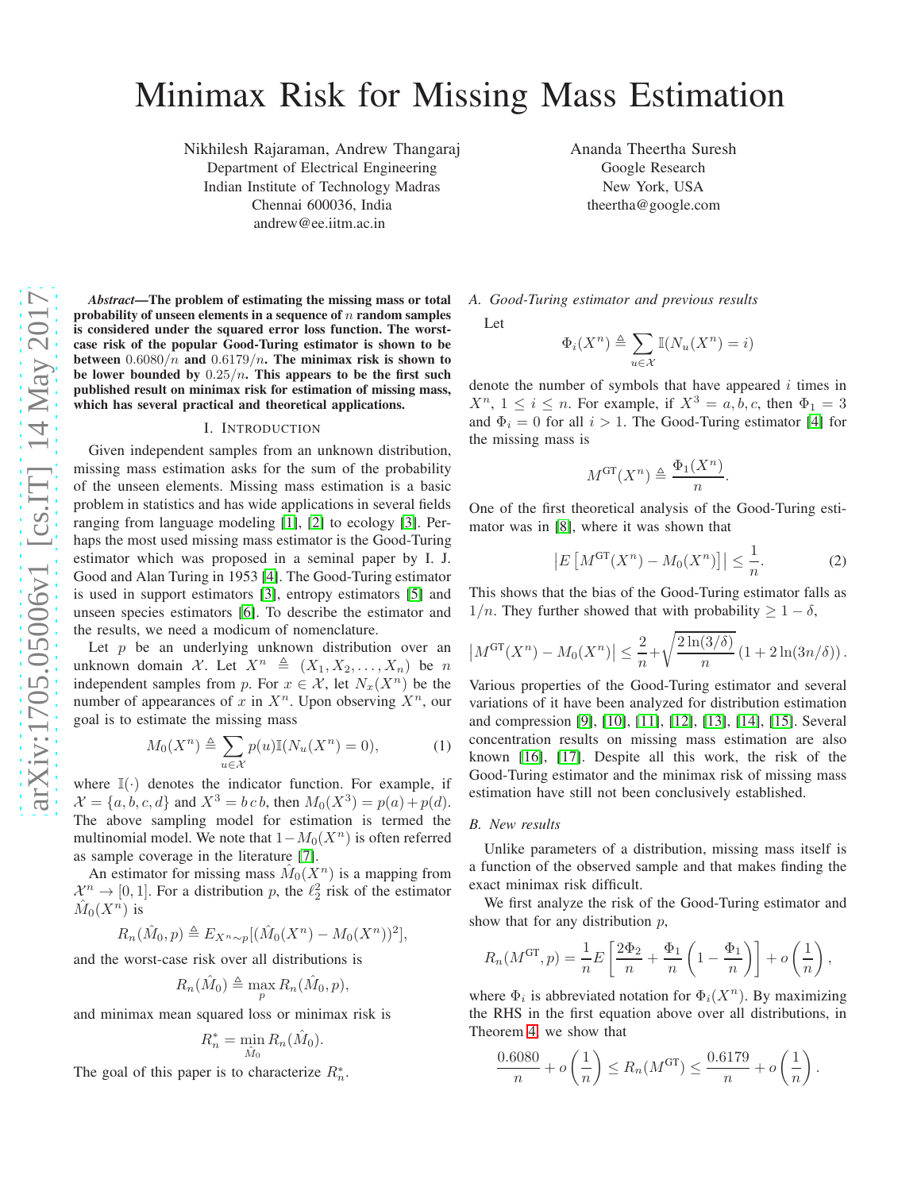# Minimax Risk for Missing Mass Estimation

Nikhilesh Rajaraman, Andrew Thangaraj
Department of Electrical Engineering
Indian Institute of Technology Madras
Chennai 600036, India
andrew@ee.iitm.ac.in

Ananda Theertha Suresh
Google Research
New York, USA
theertha@google.com

***Abstract*—The problem of estimating the missing mass or total probability of unseen elements in a sequence of $n$ random samples is considered under the squared error loss function. The worst-case risk of the popular Good-Turing estimator is shown to be between $0.6080/n$ and $0.6179/n$. The minimax risk is shown to be lower bounded by $0.25/n$. This appears to be the first such published result on minimax risk for estimation of missing mass, which has several practical and theoretical applications.**

## I. Introduction

Given independent samples from an unknown distribution, missing mass estimation asks for the sum of the probability of the unseen elements. Missing mass estimation is a basic problem in statistics and has wide applications in several fields ranging from language modeling [1], [2] to ecology [3]. Perhaps the most used missing mass estimator is the Good-Turing estimator which was proposed in a seminal paper by I. J. Good and Alan Turing in 1953 [4]. The Good-Turing estimator is used in support estimators [3], entropy estimators [5] and unseen species estimators [6]. To describe the estimator and the results, we need a modicum of nomenclature.

Let $p$ be an underlying unknown distribution over an unknown domain $\mathcal{X}$. Let $X^n \triangleq (X_1, X_2, \ldots, X_n)$ be $n$ independent samples from $p$. For $x \in \mathcal{X}$, let $N_x(X^n)$ be the number of appearances of $x$ in $X^n$. Upon observing $X^n$, our goal is to estimate the missing mass

$$M_0(X^n) \triangleq \sum_{u \in \mathcal{X}} p(u) \mathbb{I}(N_u(X^n) = 0), \tag{1}$$

where $\mathbb{I}(\cdot)$ denotes the indicator function. For example, if $\mathcal{X} = \{a, b, c, d\}$ and $X^3 = b\,c\,b$, then $M_0(X^3) = p(a) + p(d)$. The above sampling model for estimation is termed the multinomial model. We note that $1 - M_0(X^n)$ is often referred as sample coverage in the literature [7].

An estimator for missing mass $\hat{M}_0(X^n)$ is a mapping from $\mathcal{X}^n \to [0, 1]$. For a distribution $p$, the $\ell_2^2$ risk of the estimator $\hat{M}_0(X^n)$ is

$$R_n(\hat{M}_0, p) \triangleq E_{X^n \sim p}[(\hat{M}_0(X^n) - M_0(X^n))^2],$$

and the worst-case risk over all distributions is

$$R_n(\hat{M}_0) \triangleq \max_p R_n(\hat{M}_0, p),$$

and minimax mean squared loss or minimax risk is

$$R_n^* = \min_{\hat{M}_0} R_n(\hat{M}_0).$$

The goal of this paper is to characterize $R_n^*$.

### A. Good-Turing estimator and previous results

Let

$$\Phi_i(X^n) \triangleq \sum_{u \in \mathcal{X}} \mathbb{I}(N_u(X^n) = i)$$

denote the number of symbols that have appeared $i$ times in $X^n$, $1 \le i \le n$. For example, if $X^3 = a, b, c$, then $\Phi_1 = 3$ and $\Phi_i = 0$ for all $i > 1$. The Good-Turing estimator [4] for the missing mass is

$$M^{\text{GT}}(X^n) \triangleq \frac{\Phi_1(X^n)}{n}.$$

One of the first theoretical analysis of the Good-Turing estimator was in [8], where it was shown that

$$\left| E\left[M^{\text{GT}}(X^n) - M_0(X^n)\right]\right| \le \frac{1}{n}. \tag{2}$$

This shows that the bias of the Good-Turing estimator falls as $1/n$. They further showed that with probability $\ge 1 - \delta$,

$$\left|M^{\text{GT}}(X^n) - M_0(X^n)\right| \le \frac{2}{n} + \sqrt{\frac{2\ln(3/\delta)}{n}} \left(1 + 2\ln(3n/\delta)\right).$$

Various properties of the Good-Turing estimator and several variations of it have been analyzed for distribution estimation and compression [9], [10], [11], [12], [13], [14], [15]. Several concentration results on missing mass estimation are also known [16], [17]. Despite all this work, the risk of the Good-Turing estimator and the minimax risk of missing mass estimation have still not been conclusively established.

### B. New results

Unlike parameters of a distribution, missing mass itself is a function of the observed sample and that makes finding the exact minimax risk difficult.

We first analyze the risk of the Good-Turing estimator and show that for any distribution $p$,

$$R_n(M^{\text{GT}}, p) = \frac{1}{n} E\left[\frac{2\Phi_2}{n} + \frac{\Phi_1}{n}\left(1 - \frac{\Phi_1}{n}\right)\right] + o\left(\frac{1}{n}\right),$$

where $\Phi_i$ is abbreviated notation for $\Phi_i(X^n)$. By maximizing the RHS in the first equation above over all distributions, in Theorem 4, we show that

$$\frac{0.6080}{n} + o\left(\frac{1}{n}\right) \le R_n(M^{\text{GT}}) \le \frac{0.6179}{n} + o\left(\frac{1}{n}\right).$$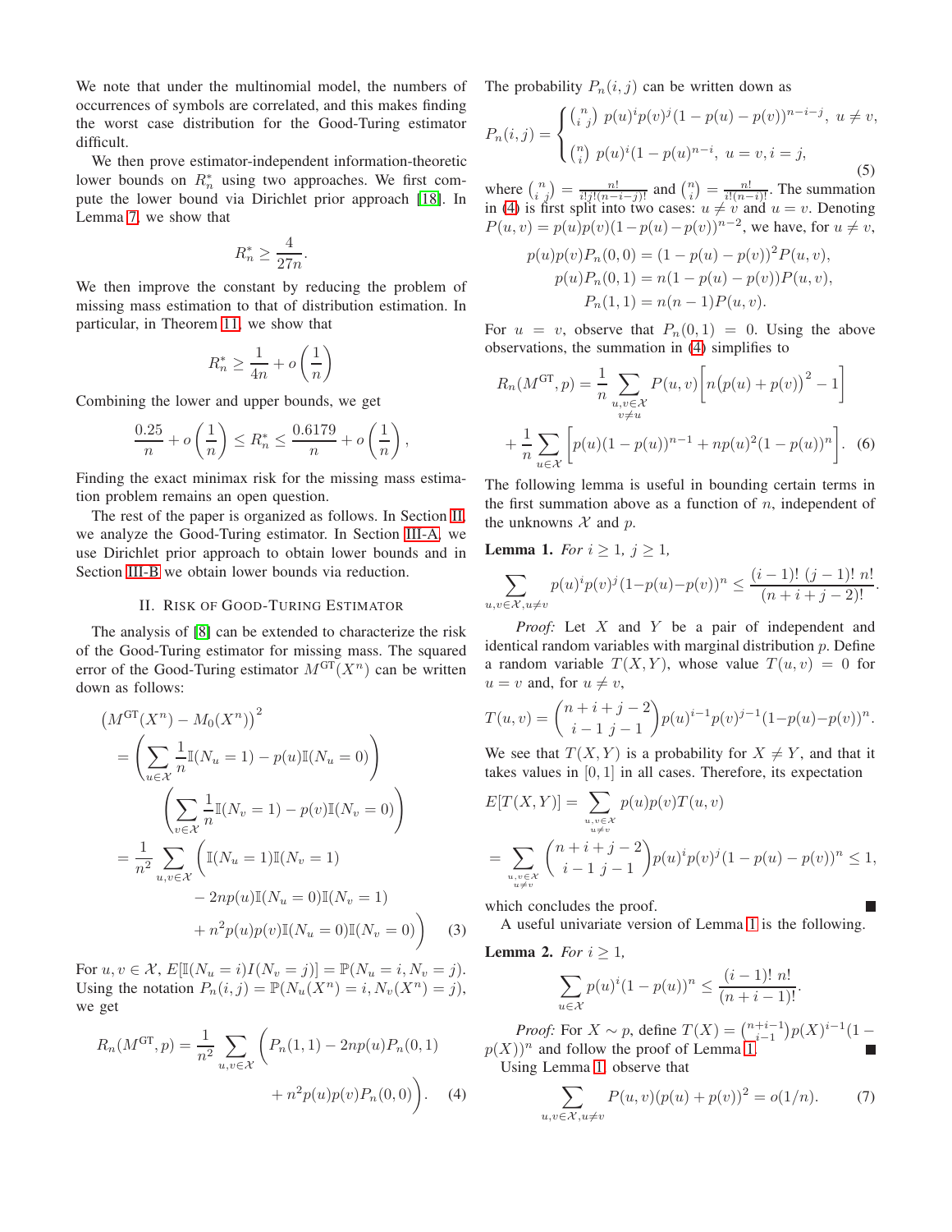We note that under the multinomial model, the numbers of occurrences of symbols are correlated, and this makes finding the worst case distribution for the Good-Turing estimator difficult.

We then prove estimator-independent information-theoretic lower bounds on $R_n^*$ using two approaches. We first compute the lower bound via Dirichlet prior approach [18]. In Lemma 7, we show that

$$R_n^* \geq \frac{4}{27n}.$$

We then improve the constant by reducing the problem of missing mass estimation to that of distribution estimation. In particular, in Theorem 11, we show that

$$R_n^* \geq \frac{1}{4n} + o\left(\frac{1}{n}\right)$$

Combining the lower and upper bounds, we get

$$\frac{0.25}{n} + o\left(\frac{1}{n}\right) \leq R_n^* \leq \frac{0.6179}{n} + o\left(\frac{1}{n}\right),$$

Finding the exact minimax risk for the missing mass estimation problem remains an open question.

The rest of the paper is organized as follows. In Section II, we analyze the Good-Turing estimator. In Section III-A, we use Dirichlet prior approach to obtain lower bounds and in Section III-B we obtain lower bounds via reduction.

## II. Risk of Good-Turing Estimator

The analysis of [8] can be extended to characterize the risk of the Good-Turing estimator for missing mass. The squared error of the Good-Turing estimator $M^{\text{GT}}(X^n)$ can be written down as follows:

$$\begin{aligned}
&\left(M^{\text{GT}}(X^n) - M_0(X^n)\right)^2 \\
&= \left(\sum_{u\in\mathcal{X}} \frac{1}{n}\mathbb{I}(N_u = 1) - p(u)\mathbb{I}(N_u = 0)\right) \\
&\quad \left(\sum_{v\in\mathcal{X}} \frac{1}{n}\mathbb{I}(N_v = 1) - p(v)\mathbb{I}(N_v = 0)\right) \\
&= \frac{1}{n^2}\sum_{u,v\in\mathcal{X}} \Big(\mathbb{I}(N_u = 1)\mathbb{I}(N_v = 1) \\
&\quad - 2np(u)\mathbb{I}(N_u = 0)\mathbb{I}(N_v = 1) \\
&\quad + n^2 p(u)p(v)\mathbb{I}(N_u = 0)\mathbb{I}(N_v = 0)\Big) \qquad (3)
\end{aligned}$$

For $u, v \in \mathcal{X}$, $E[\mathbb{I}(N_u = i)I(N_v = j)] = \mathbb{P}(N_u = i, N_v = j)$. Using the notation $P_n(i,j) = \mathbb{P}(N_u(X^n) = i, N_v(X^n) = j)$, we get

$$\begin{aligned}
R_n(M^{\text{GT}}, p) = \frac{1}{n^2}\sum_{u,v\in\mathcal{X}} \Big(&P_n(1,1) - 2np(u)P_n(0,1) \\
&+ n^2 p(u)p(v)P_n(0,0)\Big). \qquad (4)
\end{aligned}$$

The probability $P_n(i,j)$ can be written down as

$$P_n(i,j) = \begin{cases} \binom{n}{i\ j}\ p(u)^i p(v)^j (1-p(u)-p(v))^{n-i-j}, & u \neq v, \\ \binom{n}{i}\ p(u)^i (1-p(u))^{n-i}, & u = v, i = j, \end{cases} \qquad (5)$$

where $\binom{n}{i\ j} = \frac{n!}{i!j!(n-i-j)!}$ and $\binom{n}{i} = \frac{n!}{i!(n-i)!}$. The summation in (4) is first split into two cases: $u \neq v$ and $u = v$. Denoting $P(u,v) = p(u)p(v)(1-p(u)-p(v))^{n-2}$, we have, for $u \neq v$,

$$\begin{aligned}
p(u)p(v)P_n(0,0) &= (1-p(u)-p(v))^2 P(u,v), \\
p(u)P_n(0,1) &= n(1-p(u)-p(v))P(u,v), \\
P_n(1,1) &= n(n-1)P(u,v).
\end{aligned}$$

For $u = v$, observe that $P_n(0,1) = 0$. Using the above observations, the summation in (4) simplifies to

$$\begin{aligned}
R_n(M^{\text{GT}}, p) &= \frac{1}{n}\sum_{\substack{u,v\in\mathcal{X}\\ v\neq u}} P(u,v)\Big[n\big(p(u)+p(v)\big)^2 - 1\Big] \\
&+ \frac{1}{n}\sum_{u\in\mathcal{X}}\Big[p(u)(1-p(u))^{n-1} + np(u)^2(1-p(u))^n\Big]. \quad (6)
\end{aligned}$$

The following lemma is useful in bounding certain terms in the first summation above as a function of $n$, independent of the unknowns $\mathcal{X}$ and $p$.

**Lemma 1.** *For $i \geq 1$, $j \geq 1$,*

$$\sum_{u,v\in\mathcal{X},u\neq v} p(u)^i p(v)^j (1-p(u)-p(v))^n \leq \frac{(i-1)!\ (j-1)!\ n!}{(n+i+j-2)!}.$$

*Proof:* Let $X$ and $Y$ be a pair of independent and identical random variables with marginal distribution $p$. Define a random variable $T(X,Y)$, whose value $T(u,v) = 0$ for $u = v$ and, for $u \neq v$,

$$T(u,v) = \binom{n+i+j-2}{i-1\ j-1} p(u)^{i-1}p(v)^{j-1}(1-p(u)-p(v))^n.$$

We see that $T(X,Y)$ is a probability for $X \neq Y$, and that it takes values in $[0,1]$ in all cases. Therefore, its expectation

$$\begin{aligned}
E[T(X,Y)] &= \sum_{\substack{u,v\in\mathcal{X}\\ u\neq v}} p(u)p(v)T(u,v) \\
&= \sum_{\substack{u,v\in\mathcal{X}\\ u\neq v}} \binom{n+i+j-2}{i-1\ j-1} p(u)^i p(v)^j (1-p(u)-p(v))^n \leq 1,
\end{aligned}$$

which concludes the proof. ∎

A useful univariate version of Lemma 1 is the following.

**Lemma 2.** *For $i \geq 1$,*

$$\sum_{u\in\mathcal{X}} p(u)^i (1-p(u))^n \leq \frac{(i-1)!\ n!}{(n+i-1)!}.$$

*Proof:* For $X \sim p$, define $T(X) = \binom{n+i-1}{i-1} p(X)^{i-1}(1-p(X))^n$ and follow the proof of Lemma 1. ∎

Using Lemma 1, observe that

$$\sum_{u,v\in\mathcal{X},u\neq v} P(u,v)(p(u)+p(v))^2 = o(1/n). \qquad (7)$$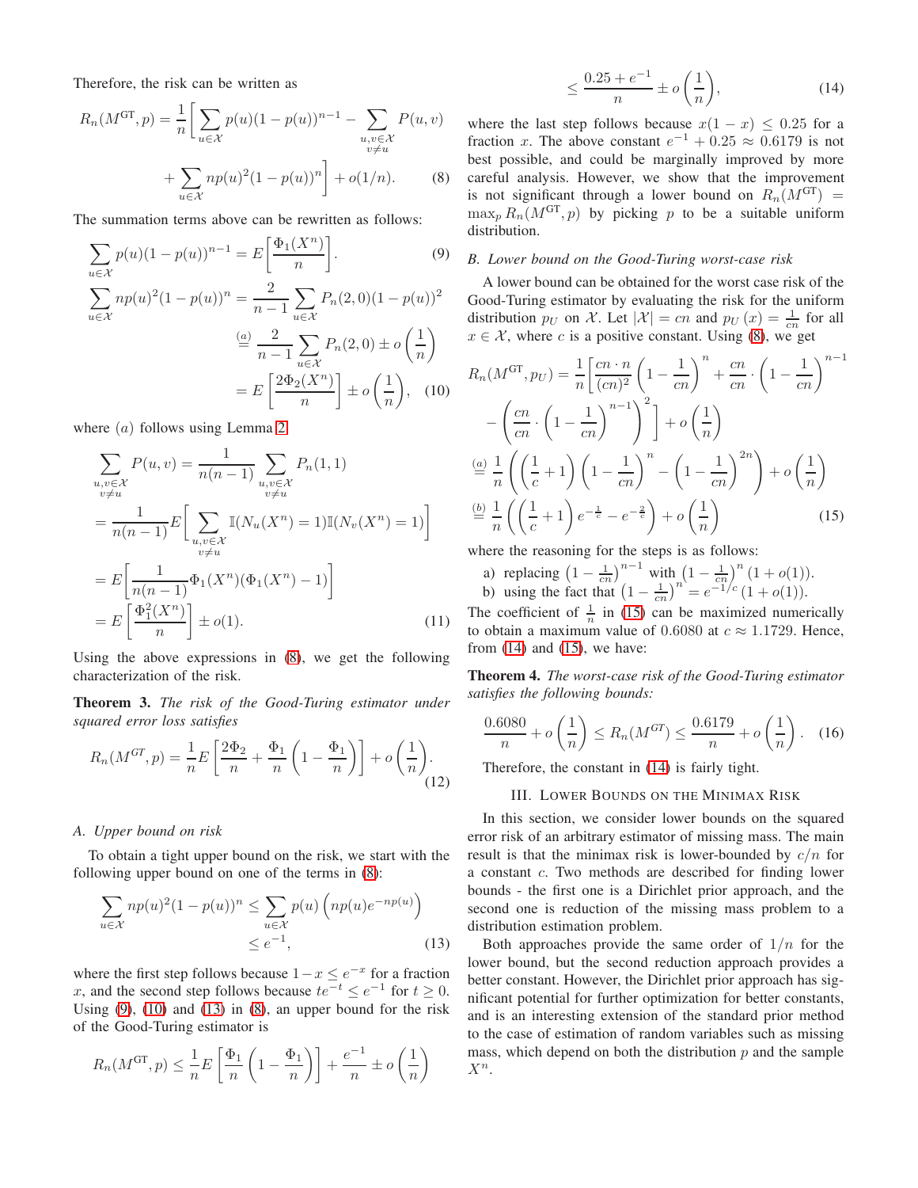Therefore, the risk can be written as

$$R_n(M^{\mathrm{GT}},p) = \frac{1}{n}\Bigg[\sum_{u\in\mathcal{X}} p(u)(1-p(u))^{n-1} - \sum_{\substack{u,v\in\mathcal{X}\\ v\neq u}} P(u,v) + \sum_{u\in\mathcal{X}} np(u)^2(1-p(u))^n\Bigg] + o(1/n). \tag{8}$$

The summation terms above can be rewritten as follows:

$$\sum_{u\in\mathcal{X}} p(u)(1-p(u))^{n-1} = E\left[\frac{\Phi_1(X^n)}{n}\right]. \tag{9}$$

$$\begin{aligned}\sum_{u\in\mathcal{X}} np(u)^2(1-p(u))^n &= \frac{2}{n-1}\sum_{u\in\mathcal{X}} P_n(2,0)(1-p(u))^2\\ &\overset{(a)}{=} \frac{2}{n-1}\sum_{u\in\mathcal{X}} P_n(2,0) \pm o\left(\frac{1}{n}\right)\\ &= E\left[\frac{2\Phi_2(X^n)}{n}\right] \pm o\left(\frac{1}{n}\right),\end{aligned} \tag{10}$$

where $(a)$ follows using Lemma 2

$$\begin{aligned}\sum_{\substack{u,v\in\mathcal{X}\\ v\neq u}} P(u,v) &= \frac{1}{n(n-1)}\sum_{\substack{u,v\in\mathcal{X}\\ v\neq u}} P_n(1,1)\\ &= \frac{1}{n(n-1)} E\Bigg[\sum_{\substack{u,v\in\mathcal{X}\\ v\neq u}} \mathbb{I}(N_u(X^n)=1)\mathbb{I}(N_v(X^n)=1)\Bigg]\\ &= E\left[\frac{1}{n(n-1)}\Phi_1(X^n)(\Phi_1(X^n)-1)\right]\\ &= E\left[\frac{\Phi_1^2(X^n)}{n}\right] \pm o(1).\end{aligned} \tag{11}$$

Using the above expressions in (8), we get the following characterization of the risk.

**Theorem 3.** *The risk of the Good-Turing estimator under squared error loss satisfies*

$$R_n(M^{GT},p) = \frac{1}{n}E\left[\frac{2\Phi_2}{n} + \frac{\Phi_1}{n}\left(1-\frac{\Phi_1}{n}\right)\right] + o\left(\frac{1}{n}\right). \tag{12}$$

### A. Upper bound on risk

To obtain a tight upper bound on the risk, we start with the following upper bound on one of the terms in (8):

$$\begin{aligned}\sum_{u\in\mathcal{X}} np(u)^2(1-p(u))^n &\leq \sum_{u\in\mathcal{X}} p(u)\left(np(u)e^{-np(u)}\right)\\ &\leq e^{-1},\end{aligned} \tag{13}$$

where the first step follows because $1-x \leq e^{-x}$ for a fraction $x$, and the second step follows because $te^{-t} \leq e^{-1}$ for $t \geq 0$. Using (9), (10) and (13) in (8), an upper bound for the risk of the Good-Turing estimator is

$$\begin{aligned}R_n(M^{\mathrm{GT}},p) &\leq \frac{1}{n}E\left[\frac{\Phi_1}{n}\left(1-\frac{\Phi_1}{n}\right)\right] + \frac{e^{-1}}{n} \pm o\left(\frac{1}{n}\right)\\ &\leq \frac{0.25+e^{-1}}{n} \pm o\left(\frac{1}{n}\right),\end{aligned} \tag{14}$$

where the last step follows because $x(1-x) \leq 0.25$ for a fraction $x$. The above constant $e^{-1}+0.25 \approx 0.6179$ is not best possible, and could be marginally improved by more careful analysis. However, we show that the improvement is not significant through a lower bound on $R_n(M^{\mathrm{GT}}) = \max_p R_n(M^{\mathrm{GT}},p)$ by picking $p$ to be a suitable uniform distribution.

### B. Lower bound on the Good-Turing worst-case risk

A lower bound can be obtained for the worst case risk of the Good-Turing estimator by evaluating the risk for the uniform distribution $p_U$ on $\mathcal{X}$. Let $|\mathcal{X}| = cn$ and $p_U(x) = \frac{1}{cn}$ for all $x \in \mathcal{X}$, where $c$ is a positive constant. Using (8), we get

$$\begin{aligned}R_n(M^{\mathrm{GT}},p_U) &= \frac{1}{n}\Bigg[\frac{cn\cdot n}{(cn)^2}\left(1-\frac{1}{cn}\right)^n + \frac{cn}{cn}\cdot\left(1-\frac{1}{cn}\right)^{n-1}\\ &\quad - \left(\frac{cn}{cn}\cdot\left(1-\frac{1}{cn}\right)^{n-1}\right)^2\Bigg] + o\left(\frac{1}{n}\right)\\ &\overset{(a)}{=} \frac{1}{n}\left(\left(\frac{1}{c}+1\right)\left(1-\frac{1}{cn}\right)^n - \left(1-\frac{1}{cn}\right)^{2n}\right) + o\left(\frac{1}{n}\right)\\ &\overset{(b)}{=} \frac{1}{n}\left(\left(\frac{1}{c}+1\right)e^{-\frac{1}{c}} - e^{-\frac{2}{c}}\right) + o\left(\frac{1}{n}\right)\end{aligned} \tag{15}$$

where the reasoning for the steps is as follows:

a) replacing $\left(1-\frac{1}{cn}\right)^{n-1}$ with $\left(1-\frac{1}{cn}\right)^n(1+o(1))$.

b) using the fact that $\left(1-\frac{1}{cn}\right)^n = e^{-1/c}(1+o(1))$.

The coefficient of $\frac{1}{n}$ in (15) can be maximized numerically to obtain a maximum value of 0.6080 at $c \approx 1.1729$. Hence, from (14) and (15), we have:

**Theorem 4.** *The worst-case risk of the Good-Turing estimator satisfies the following bounds:*

$$\frac{0.6080}{n} + o\left(\frac{1}{n}\right) \leq R_n(M^{GT}) \leq \frac{0.6179}{n} + o\left(\frac{1}{n}\right). \tag{16}$$

Therefore, the constant in (14) is fairly tight.

## III. Lower Bounds on the Minimax Risk

In this section, we consider lower bounds on the squared error risk of an arbitrary estimator of missing mass. The main result is that the minimax risk is lower-bounded by $c/n$ for a constant $c$. Two methods are described for finding lower bounds - the first one is a Dirichlet prior approach, and the second one is reduction of the missing mass problem to a distribution estimation problem.

Both approaches provide the same order of $1/n$ for the lower bound, but the second reduction approach provides a better constant. However, the Dirichlet prior approach has significant potential for further optimization for better constants, and is an interesting extension of the standard prior method to the case of estimation of random variables such as missing mass, which depend on both the distribution $p$ and the sample $X^n$.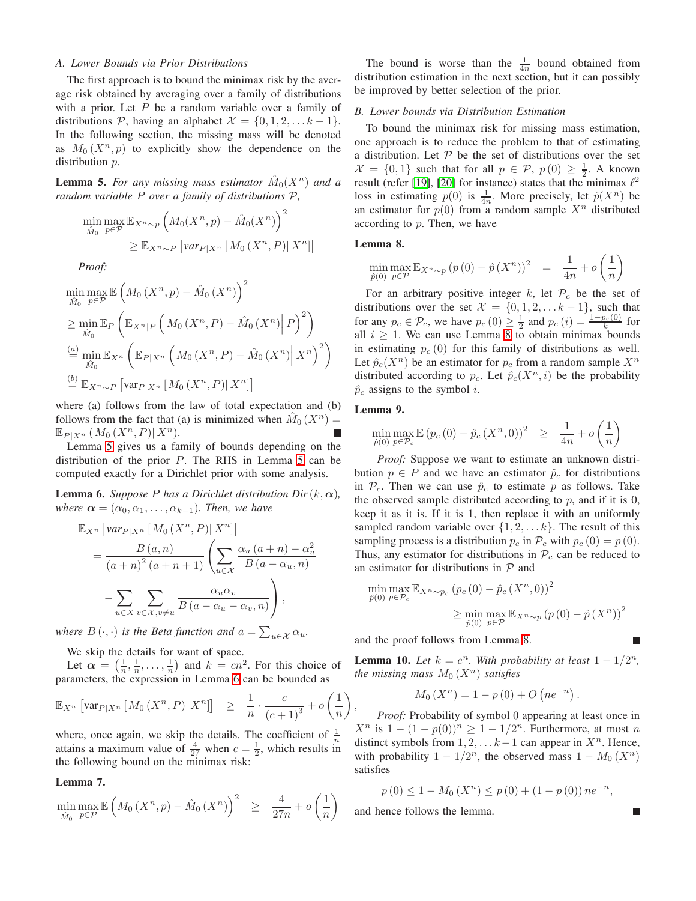### A. Lower Bounds via Prior Distributions

The first approach is to bound the minimax risk by the average risk obtained by averaging over a family of distributions with a prior. Let $P$ be a random variable over a family of distributions $\mathcal{P}$, having an alphabet $\mathcal{X} = \{0, 1, 2, \ldots k-1\}$. In the following section, the missing mass will be denoted as $M_0(X^n, p)$ to explicitly show the dependence on the distribution $p$.

**Lemma 5.** *For any missing mass estimator $\hat{M}_0(X^n)$ and a random variable $P$ over a family of distributions $\mathcal{P}$,*

$$\min_{\hat{M}_0} \max_{p \in \mathcal{P}} \mathbb{E}_{X^n \sim p} \left( M_0(X^n, p) - \hat{M}_0(X^n) \right)^2 \geq \mathbb{E}_{X^n \sim P} \left[ var_{P|X^n} \left[ M_0(X^n, P) \middle| X^n \right] \right]$$

*Proof:*

$$\begin{aligned}
&\min_{\hat{M}_0} \max_{p \in \mathcal{P}} \mathbb{E} \left( M_0(X^n, p) - \hat{M}_0(X^n) \right)^2 \\
&\geq \min_{\hat{M}_0} \mathbb{E}_P \left( \mathbb{E}_{X^n|P} \left( M_0(X^n, P) - \hat{M}_0(X^n) \middle| P \right)^2 \right) \\
&\overset{(a)}{=} \min_{\hat{M}_0} \mathbb{E}_{X^n} \left( \mathbb{E}_{P|X^n} \left( M_0(X^n, P) - \hat{M}_0(X^n) \middle| X^n \right)^2 \right) \\
&\overset{(b)}{=} \mathbb{E}_{X^n \sim P} \left[ \text{var}_{P|X^n} \left[ M_0(X^n, P) \middle| X^n \right] \right]
\end{aligned}$$

where (a) follows from the law of total expectation and (b) follows from the fact that (a) is minimized when $\hat{M}_0(X^n) = \mathbb{E}_{P|X^n}(M_0(X^n, P)|X^n)$. ■

Lemma 5 gives us a family of bounds depending on the distribution of the prior $P$. The RHS in Lemma 5 can be computed exactly for a Dirichlet prior with some analysis.

**Lemma 6.** *Suppose $P$ has a Dirichlet distribution $Dir(k, \boldsymbol{\alpha})$, where $\boldsymbol{\alpha} = (\alpha_0, \alpha_1, \ldots, \alpha_{k-1})$. Then, we have*

$$\begin{aligned}
&\mathbb{E}_{X^n} \left[ var_{P|X^n} \left[ M_0(X^n, P) \middle| X^n \right] \right] \\
&= \frac{B(a, n)}{(a+n)^2 (a+n+1)} \left( \sum_{u \in \mathcal{X}} \frac{\alpha_u (a+n) - \alpha_u^2}{B(a - \alpha_u, n)} \right. \\
&\left. - \sum_{u \in X} \sum_{v \in \mathcal{X}, v \neq u} \frac{\alpha_u \alpha_v}{B(a - \alpha_u - \alpha_v, n)} \right),
\end{aligned}$$

*where $B(\cdot, \cdot)$ is the Beta function and $a = \sum_{u \in \mathcal{X}} \alpha_u$.*

We skip the details for want of space.

Let $\boldsymbol{\alpha} = \left(\frac{1}{n}, \frac{1}{n}, \ldots, \frac{1}{n}\right)$ and $k = cn^2$. For this choice of parameters, the expression in Lemma 6 can be bounded as

$$\mathbb{E}_{X^n} \left[ \text{var}_{P|X^n} \left[ M_0(X^n, P) \middle| X^n \right] \right] \geq \frac{1}{n} \cdot \frac{c}{(c+1)^3} + o\left(\frac{1}{n}\right),$$

where, once again, we skip the details. The coefficient of $\frac{1}{n}$ attains a maximum value of $\frac{4}{27}$ when $c = \frac{1}{2}$, which results in the following bound on the minimax risk:

**Lemma 7.**

$$\min_{\hat{M}_0} \max_{p \in \mathcal{P}} \mathbb{E} \left( M_0(X^n, p) - \hat{M}_0(X^n) \right)^2 \geq \frac{4}{27n} + o\left(\frac{1}{n}\right)$$

The bound is worse than the $\frac{1}{4n}$ bound obtained from distribution estimation in the next section, but it can possibly be improved by better selection of the prior.

### B. Lower bounds via Distribution Estimation

To bound the minimax risk for missing mass estimation, one approach is to reduce the problem to that of estimating a distribution. Let $\mathcal{P}$ be the set of distributions over the set $\mathcal{X} = \{0, 1\}$ such that for all $p \in \mathcal{P}$, $p(0) \geq \frac{1}{2}$. A known result (refer [19], [20] for instance) states that the minimax $\ell^2$ loss in estimating $p(0)$ is $\frac{1}{4n}$. More precisely, let $\hat{p}(X^n)$ be an estimator for $p(0)$ from a random sample $X^n$ distributed according to $p$. Then, we have

**Lemma 8.**

$$\min_{\hat{p}(0)} \max_{p \in \mathcal{P}} \mathbb{E}_{X^n \sim p} \left( p(0) - \hat{p}(X^n) \right)^2 = \frac{1}{4n} + o\left(\frac{1}{n}\right)$$

For an arbitrary positive integer $k$, let $\mathcal{P}_c$ be the set of distributions over the set $\mathcal{X} = \{0, 1, 2, \ldots k-1\}$, such that for any $p_c \in \mathcal{P}_c$, we have $p_c(0) \geq \frac{1}{2}$ and $p_c(i) = \frac{1 - p_c(0)}{k}$ for all $i \geq 1$. We can use Lemma 8 to obtain minimax bounds in estimating $p_c(0)$ for this family of distributions as well. Let $\hat{p}_c(X^n)$ be an estimator for $p_c$ from a random sample $X^n$ distributed according to $p_c$. Let $\hat{p}_c(X^n, i)$ be the probability $\hat{p}_c$ assigns to the symbol $i$.

**Lemma 9.**

$$\min_{\hat{p}(0)} \max_{p \in \mathcal{P}_c} \mathbb{E} \left( p_c(0) - \hat{p}_c(X^n, 0) \right)^2 \geq \frac{1}{4n} + o\left(\frac{1}{n}\right)$$

*Proof:* Suppose we want to estimate an unknown distribution $p \in P$ and we have an estimator $\hat{p}_c$ for distributions in $\mathcal{P}_c$. Then we can use $\hat{p}_c$ to estimate $p$ as follows. Take the observed sample distributed according to $p$, and if it is 0, keep it as it is. If it is 1, then replace it with an uniformly sampled random variable over $\{1, 2, \ldots k\}$. The result of this sampling process is a distribution $p_c$ in $\mathcal{P}_c$ with $p_c(0) = p(0)$. Thus, any estimator for distributions in $\mathcal{P}_c$ can be reduced to an estimator for distributions in $\mathcal{P}$ and

$$\min_{\hat{p}(0)} \max_{p \in \mathcal{P}_c} \mathbb{E}_{X^n \sim p_c} \left( p_c(0) - \hat{p}_c(X^n, 0) \right)^2 \geq \min_{\hat{p}(0)} \max_{p \in \mathcal{P}} \mathbb{E}_{X^n \sim p} \left( p(0) - \hat{p}(X^n) \right)^2$$

and the proof follows from Lemma 8. ■

**Lemma 10.** *Let $k = e^n$. With probability at least $1 - 1/2^n$, the missing mass $M_0(X^n)$ satisfies*

$$M_0(X^n) = 1 - p(0) + O\left(ne^{-n}\right).$$

*Proof:* Probability of symbol 0 appearing at least once in $X^n$ is $1 - (1 - p(0))^n \geq 1 - 1/2^n$. Furthermore, at most $n$ distinct symbols from $1, 2, \ldots k-1$ can appear in $X^n$. Hence, with probability $1 - 1/2^n$, the observed mass $1 - M_0(X^n)$ satisfies

$$p(0) \leq 1 - M_0(X^n) \leq p(0) + (1 - p(0)) ne^{-n},$$

and hence follows the lemma. ■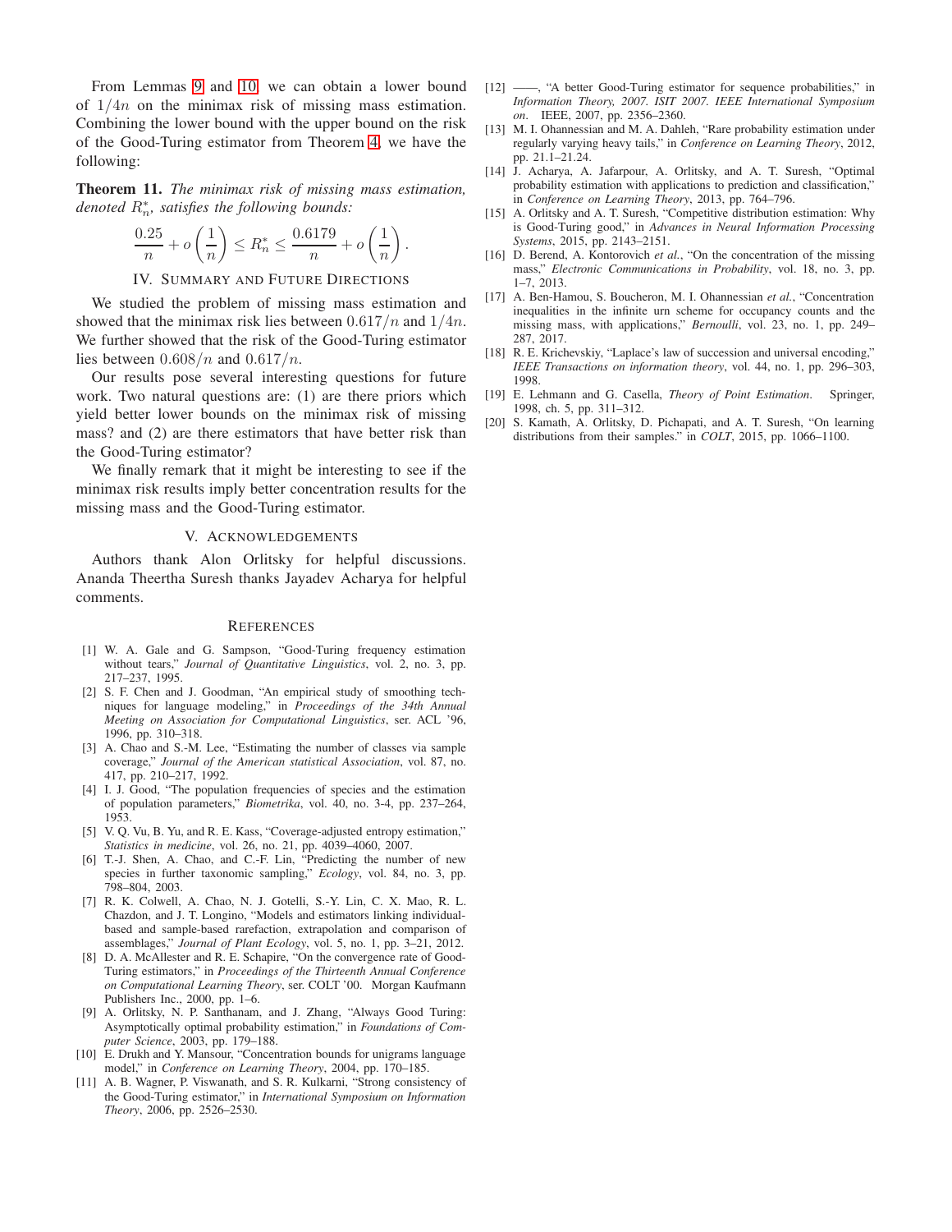From Lemmas 9 and 10, we can obtain a lower bound of $1/4n$ on the minimax risk of missing mass estimation. Combining the lower bound with the upper bound on the risk of the Good-Turing estimator from Theorem 4, we have the following:

**Theorem 11.** *The minimax risk of missing mass estimation, denoted $R_n^*$, satisfies the following bounds:*

$$\frac{0.25}{n} + o\left(\frac{1}{n}\right) \leq R_n^* \leq \frac{0.6179}{n} + o\left(\frac{1}{n}\right).$$

## IV. Summary and Future Directions

We studied the problem of missing mass estimation and showed that the minimax risk lies between $0.617/n$ and $1/4n$. We further showed that the risk of the Good-Turing estimator lies between $0.608/n$ and $0.617/n$.

Our results pose several interesting questions for future work. Two natural questions are: (1) are there priors which yield better lower bounds on the minimax risk of missing mass? and (2) are there estimators that have better risk than the Good-Turing estimator?

We finally remark that it might be interesting to see if the minimax risk results imply better concentration results for the missing mass and the Good-Turing estimator.

## V. Acknowledgements

Authors thank Alon Orlitsky for helpful discussions. Ananda Theertha Suresh thanks Jayadev Acharya for helpful comments.

## References

[1] W. A. Gale and G. Sampson, "Good-Turing frequency estimation without tears," *Journal of Quantitative Linguistics*, vol. 2, no. 3, pp. 217–237, 1995.

[2] S. F. Chen and J. Goodman, "An empirical study of smoothing techniques for language modeling," in *Proceedings of the 34th Annual Meeting on Association for Computational Linguistics*, ser. ACL '96, 1996, pp. 310–318.

[3] A. Chao and S.-M. Lee, "Estimating the number of classes via sample coverage," *Journal of the American statistical Association*, vol. 87, no. 417, pp. 210–217, 1992.

[4] I. J. Good, "The population frequencies of species and the estimation of population parameters," *Biometrika*, vol. 40, no. 3-4, pp. 237–264, 1953.

[5] V. Q. Vu, B. Yu, and R. E. Kass, "Coverage-adjusted entropy estimation," *Statistics in medicine*, vol. 26, no. 21, pp. 4039–4060, 2007.

[6] T.-J. Shen, A. Chao, and C.-F. Lin, "Predicting the number of new species in further taxonomic sampling," *Ecology*, vol. 84, no. 3, pp. 798–804, 2003.

[7] R. K. Colwell, A. Chao, N. J. Gotelli, S.-Y. Lin, C. X. Mao, R. L. Chazdon, and J. T. Longino, "Models and estimators linking individual-based and sample-based rarefaction, extrapolation and comparison of assemblages," *Journal of Plant Ecology*, vol. 5, no. 1, pp. 3–21, 2012.

[8] D. A. McAllester and R. E. Schapire, "On the convergence rate of Good-Turing estimators," in *Proceedings of the Thirteenth Annual Conference on Computational Learning Theory*, ser. COLT '00. Morgan Kaufmann Publishers Inc., 2000, pp. 1–6.

[9] A. Orlitsky, N. P. Santhanam, and J. Zhang, "Always Good Turing: Asymptotically optimal probability estimation," in *Foundations of Computer Science*, 2003, pp. 179–188.

[10] E. Drukh and Y. Mansour, "Concentration bounds for unigrams language model," in *Conference on Learning Theory*, 2004, pp. 170–185.

[11] A. B. Wagner, P. Viswanath, and S. R. Kulkarni, "Strong consistency of the Good-Turing estimator," in *International Symposium on Information Theory*, 2006, pp. 2526–2530.

[12] ——, "A better Good-Turing estimator for sequence probabilities," in *Information Theory, 2007. ISIT 2007. IEEE International Symposium on*. IEEE, 2007, pp. 2356–2360.

[13] M. I. Ohannessian and M. A. Dahleh, "Rare probability estimation under regularly varying heavy tails," in *Conference on Learning Theory*, 2012, pp. 21.1–21.24.

[14] J. Acharya, A. Jafarpour, A. Orlitsky, and A. T. Suresh, "Optimal probability estimation with applications to prediction and classification," in *Conference on Learning Theory*, 2013, pp. 764–796.

[15] A. Orlitsky and A. T. Suresh, "Competitive distribution estimation: Why is Good-Turing good," in *Advances in Neural Information Processing Systems*, 2015, pp. 2143–2151.

[16] D. Berend, A. Kontorovich *et al.*, "On the concentration of the missing mass," *Electronic Communications in Probability*, vol. 18, no. 3, pp. 1–7, 2013.

[17] A. Ben-Hamou, S. Boucheron, M. I. Ohannessian *et al.*, "Concentration inequalities in the infinite urn scheme for occupancy counts and the missing mass, with applications," *Bernoulli*, vol. 23, no. 1, pp. 249–287, 2017.

[18] R. E. Krichevskiy, "Laplace's law of succession and universal encoding," *IEEE Transactions on information theory*, vol. 44, no. 1, pp. 296–303, 1998.

[19] E. Lehmann and G. Casella, *Theory of Point Estimation*. Springer, 1998, ch. 5, pp. 311–312.

[20] S. Kamath, A. Orlitsky, D. Pichapati, and A. T. Suresh, "On learning distributions from their samples." in *COLT*, 2015, pp. 1066–1100.